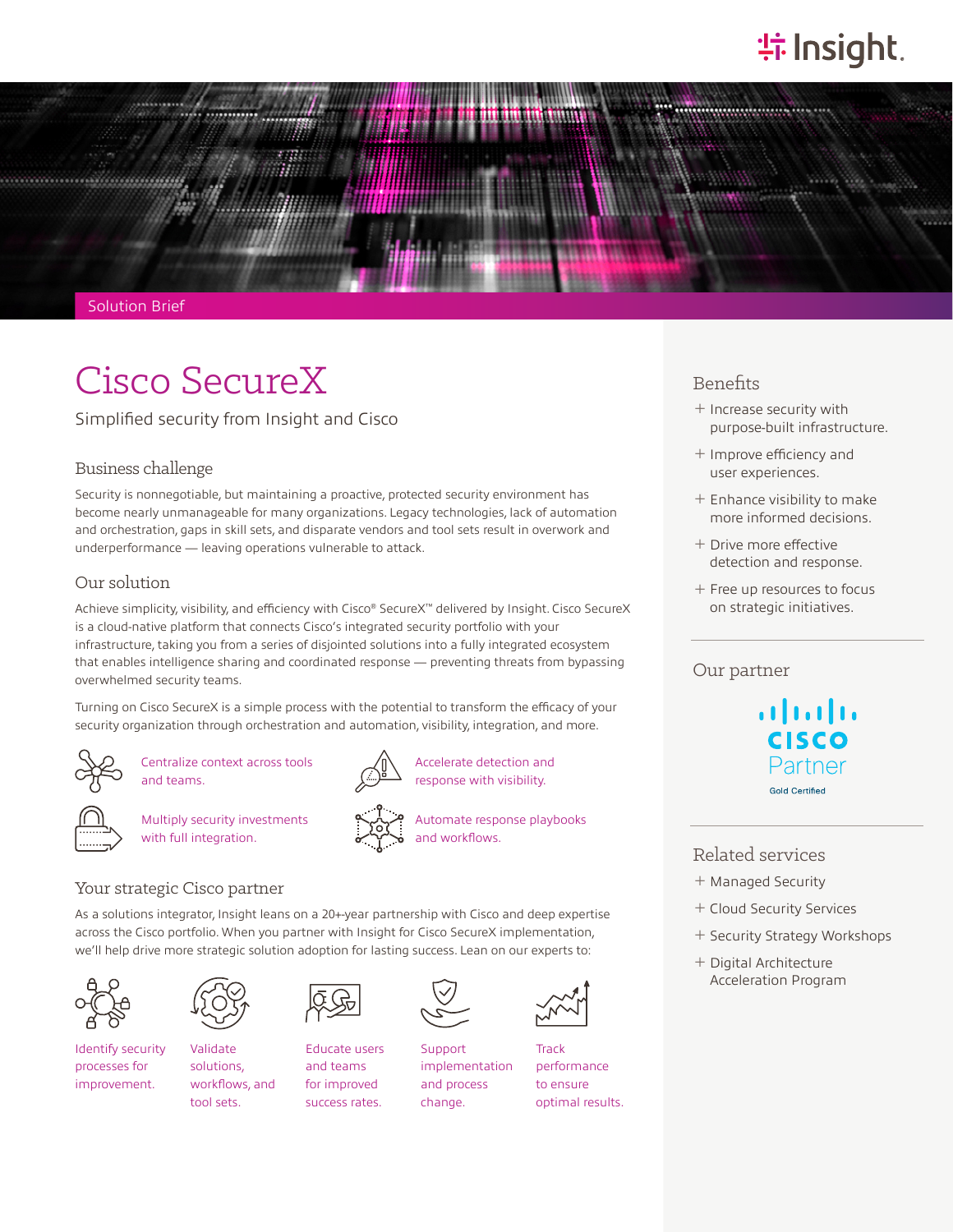Solution Brief

# Cisco SecureX

Simplified security from Insight and Cisco

## Business challenge

Security is nonnegotiable, but maintaining a proactive, protected security environment has become nearly unmanageable for many organizations. Legacy technologies, lack of automation and orchestration, gaps in skill sets, and disparate vendors and tool sets result in overwork and underperformance — leaving operations vulnerable to attack.

## Our solution

Achieve simplicity, visibility, and efficiency with Cisco® SecureX™ delivered by Insight. Cisco SecureX is a cloud-native platform that connects Cisco's integrated security portfolio with your infrastructure, taking you from a series of disjointed solutions into a fully integrated ecosystem that enables intelligence sharing and coordinated response — preventing threats from bypassing overwhelmed security teams.

Turning on Cisco SecureX is a simple process with the potential to transform the efficacy of your security organization through orchestration and automation, visibility, integration, and more.

- Centralize context across tools and teams.
- Accelerate detection and response with visibility.
- Multiply security investments with full integration.
- Automate response playbooks and workflows.

## Your strategic Cisco partner

As a solutions integrator, Insight leans on a 20+-year partnership with Cisco and deep expertise across the Cisco portfolio. When you partner with Insight for Cisco SecureX implementation, we'll help drive more strategic solution adoption for lasting success. Lean on our experts to:

- Identify security processes for improvement.
- Validate solutions, workflows, and tool sets.
- Educate users and teams for improved success rates.
- Support implementation and process change.
- Track performance to ensure optimal results.

## Benefits

+ Increase security with purpose-built infrastructure.
+ Improve efficiency and user experiences.
+ Enhance visibility to make more informed decisions.
+ Drive more effective detection and response.
+ Free up resources to focus on strategic initiatives.

## Our partner

Cisco Partner
Gold Certified

## Related services

+ Managed Security
+ Cloud Security Services
+ Security Strategy Workshops
+ Digital Architecture Acceleration Program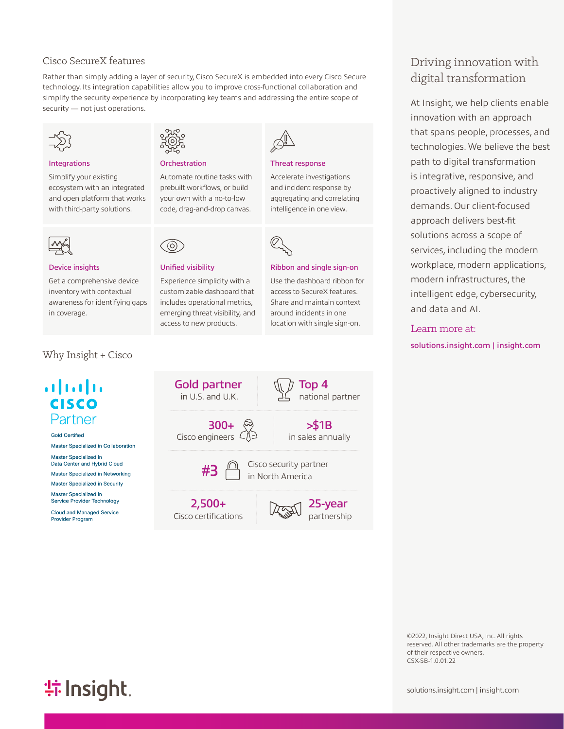## Cisco SecureX features

Rather than simply adding a layer of security, Cisco SecureX is embedded into every Cisco Secure technology. Its integration capabilities allow you to improve cross-functional collaboration and simplify the security experience by incorporating key teams and addressing the entire scope of security — not just operations.

### Integrations

Simplify your existing ecosystem with an integrated and open platform that works with third-party solutions.

### Orchestration

Automate routine tasks with prebuilt workflows, or build your own with a no-to-low code, drag-and-drop canvas.

### Threat response

Accelerate investigations and incident response by aggregating and correlating intelligence in one view.

### Device insights

Get a comprehensive device inventory with contextual awareness for identifying gaps in coverage.

### Unified visibility

Experience simplicity with a customizable dashboard that includes operational metrics, emerging threat visibility, and access to new products.

### Ribbon and single sign-on

Use the dashboard ribbon for access to SecureX features. Share and maintain context around incidents in one location with single sign-on.

## Why Insight + Cisco

Cisco Partner

- Gold Certified
- Master Specialized in Collaboration
- Master Specialized in Data Center and Hybrid Cloud
- Master Specialized in Networking
- Master Specialized in Security
- Master Specialized in Service Provider Technology
- Cloud and Managed Service Provider Program

**Gold partner** in U.S. and U.K.

**Top 4** national partner

**300+** Cisco engineers

**>$1B** in sales annually

**#3** Cisco security partner in North America

**2,500+** Cisco certifications

**25-year** partnership

## Driving innovation with digital transformation

At Insight, we help clients enable innovation with an approach that spans people, processes, and technologies. We believe the best path to digital transformation is integrative, responsive, and proactively aligned to industry demands. Our client-focused approach delivers best-fit solutions across a scope of services, including the modern workplace, modern applications, modern infrastructures, the intelligent edge, cybersecurity, and data and AI.

Learn more at:

solutions.insight.com | insight.com

©2022, Insight Direct USA, Inc. All rights reserved. All other trademarks are the property of their respective owners.
CSX-SB-1.0.01.22

Insight.

solutions.insight.com | insight.com